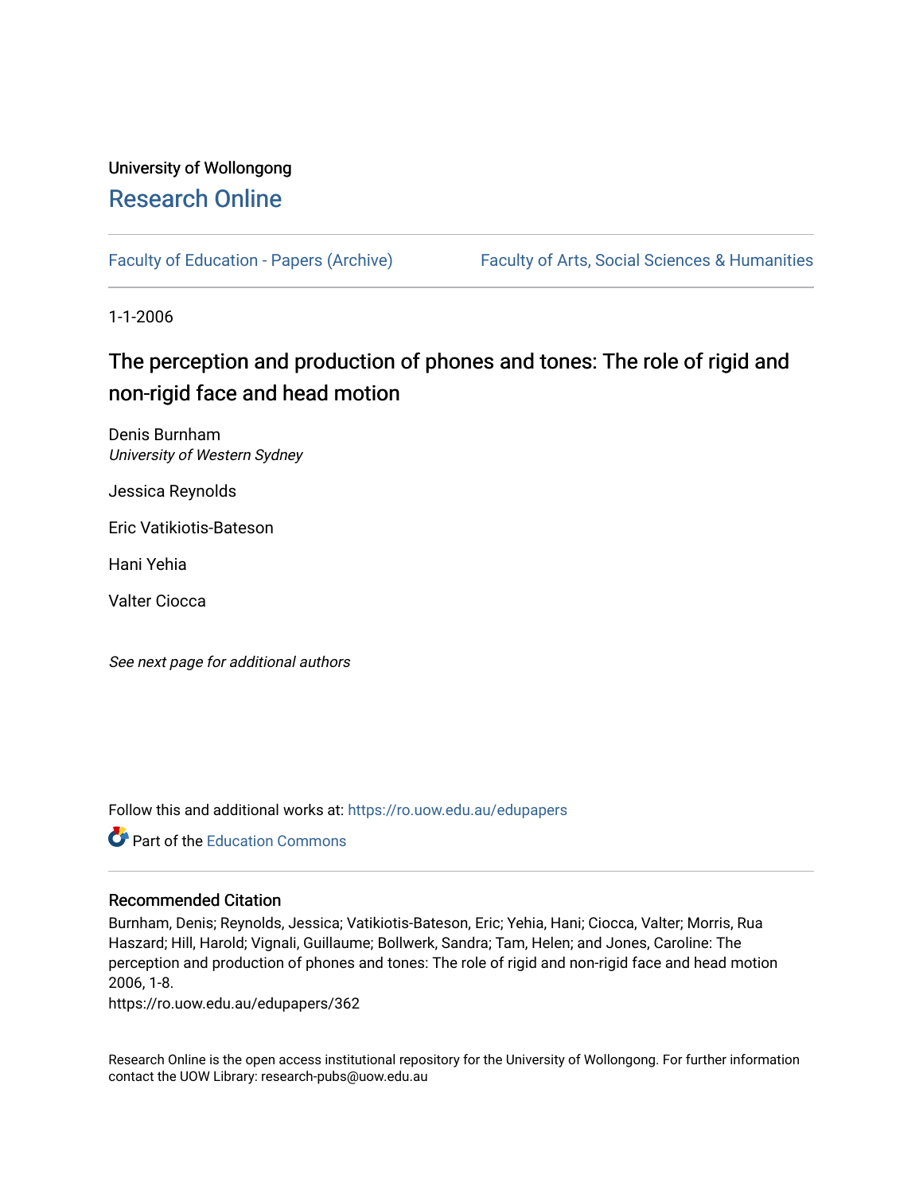University of Wollongong

# Research Online

Faculty of Education - Papers (Archive)

Faculty of Arts, Social Sciences & Humanities

1-1-2006

# The perception and production of phones and tones: The role of rigid and non-rigid face and head motion

Denis Burnham
*University of Western Sydney*

Jessica Reynolds

Eric Vatikiotis-Bateson

Hani Yehia

Valter Ciocca

*See next page for additional authors*

Follow this and additional works at: https://ro.uow.edu.au/edupapers

Part of the Education Commons

## Recommended Citation

Burnham, Denis; Reynolds, Jessica; Vatikiotis-Bateson, Eric; Yehia, Hani; Ciocca, Valter; Morris, Rua Haszard; Hill, Harold; Vignali, Guillaume; Bollwerk, Sandra; Tam, Helen; and Jones, Caroline: The perception and production of phones and tones: The role of rigid and non-rigid face and head motion 2006, 1-8.
https://ro.uow.edu.au/edupapers/362

Research Online is the open access institutional repository for the University of Wollongong. For further information contact the UOW Library: research-pubs@uow.edu.au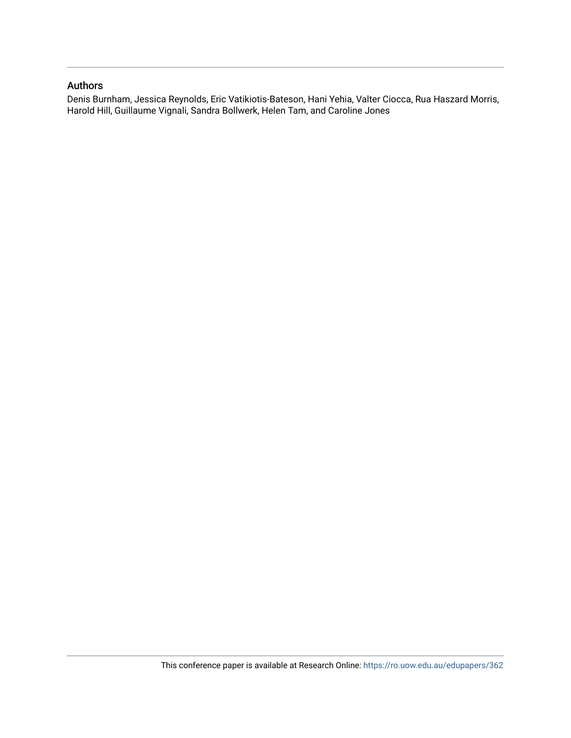## Authors

Denis Burnham, Jessica Reynolds, Eric Vatikiotis-Bateson, Hani Yehia, Valter Ciocca, Rua Haszard Morris, Harold Hill, Guillaume Vignali, Sandra Bollwerk, Helen Tam, and Caroline Jones

This conference paper is available at Research Online: https://ro.uow.edu.au/edupapers/362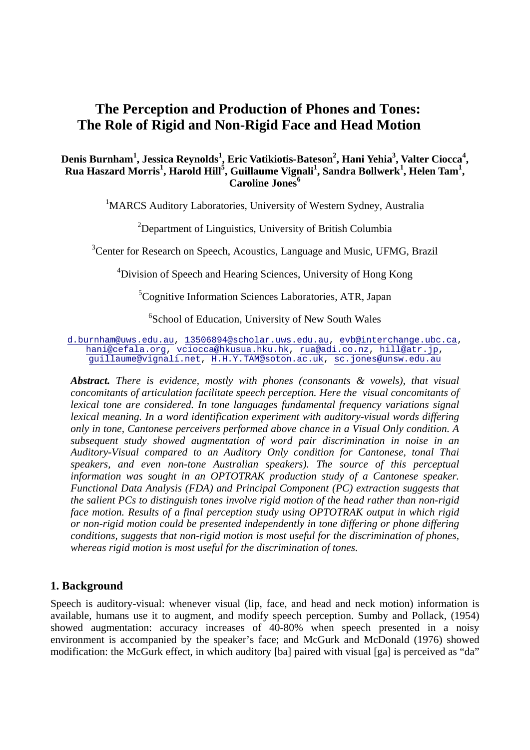# The Perception and Production of Phones and Tones: The Role of Rigid and Non-Rigid Face and Head Motion

**Denis Burnham[1], Jessica Reynolds[1], Eric Vatikiotis-Bateson[2], Hani Yehia[3], Valter Ciocca[4], Rua Haszard Morris[1], Harold Hill[5], Guillaume Vignali[1], Sandra Bollwerk[1], Helen Tam[1], Caroline Jones[6]**

[1]MARCS Auditory Laboratories, University of Western Sydney, Australia

[2]Department of Linguistics, University of British Columbia

[3]Center for Research on Speech, Acoustics, Language and Music, UFMG, Brazil

[4]Division of Speech and Hearing Sciences, University of Hong Kong

[5]Cognitive Information Sciences Laboratories, ATR, Japan

[6]School of Education, University of New South Wales

d.burnham@uws.edu.au, 13506894@scholar.uws.edu.au, evb@interchange.ubc.ca, hani@cefala.org, vciocca@hkusua.hku.hk, rua@adi.co.nz, hill@atr.jp, guillaume@vignali.net, H.H.Y.TAM@soton.ac.uk, sc.jones@unsw.edu.au

***Abstract.*** *There is evidence, mostly with phones (consonants & vowels), that visual concomitants of articulation facilitate speech perception. Here the visual concomitants of lexical tone are considered. In tone languages fundamental frequency variations signal lexical meaning. In a word identification experiment with auditory-visual words differing only in tone, Cantonese perceivers performed above chance in a Visual Only condition. A subsequent study showed augmentation of word pair discrimination in noise in an Auditory-Visual compared to an Auditory Only condition for Cantonese, tonal Thai speakers, and even non-tone Australian speakers). The source of this perceptual information was sought in an OPTOTRAK production study of a Cantonese speaker. Functional Data Analysis (FDA) and Principal Component (PC) extraction suggests that the salient PCs to distinguish tones involve rigid motion of the head rather than non-rigid face motion. Results of a final perception study using OPTOTRAK output in which rigid or non-rigid motion could be presented independently in tone differing or phone differing conditions, suggests that non-rigid motion is most useful for the discrimination of phones, whereas rigid motion is most useful for the discrimination of tones.*

## 1. Background

Speech is auditory-visual: whenever visual (lip, face, and head and neck motion) information is available, humans use it to augment, and modify speech perception. Sumby and Pollack, (1954) showed augmentation: accuracy increases of 40-80% when speech presented in a noisy environment is accompanied by the speaker's face; and McGurk and McDonald (1976) showed modification: the McGurk effect, in which auditory [ba] paired with visual [ga] is perceived as "da"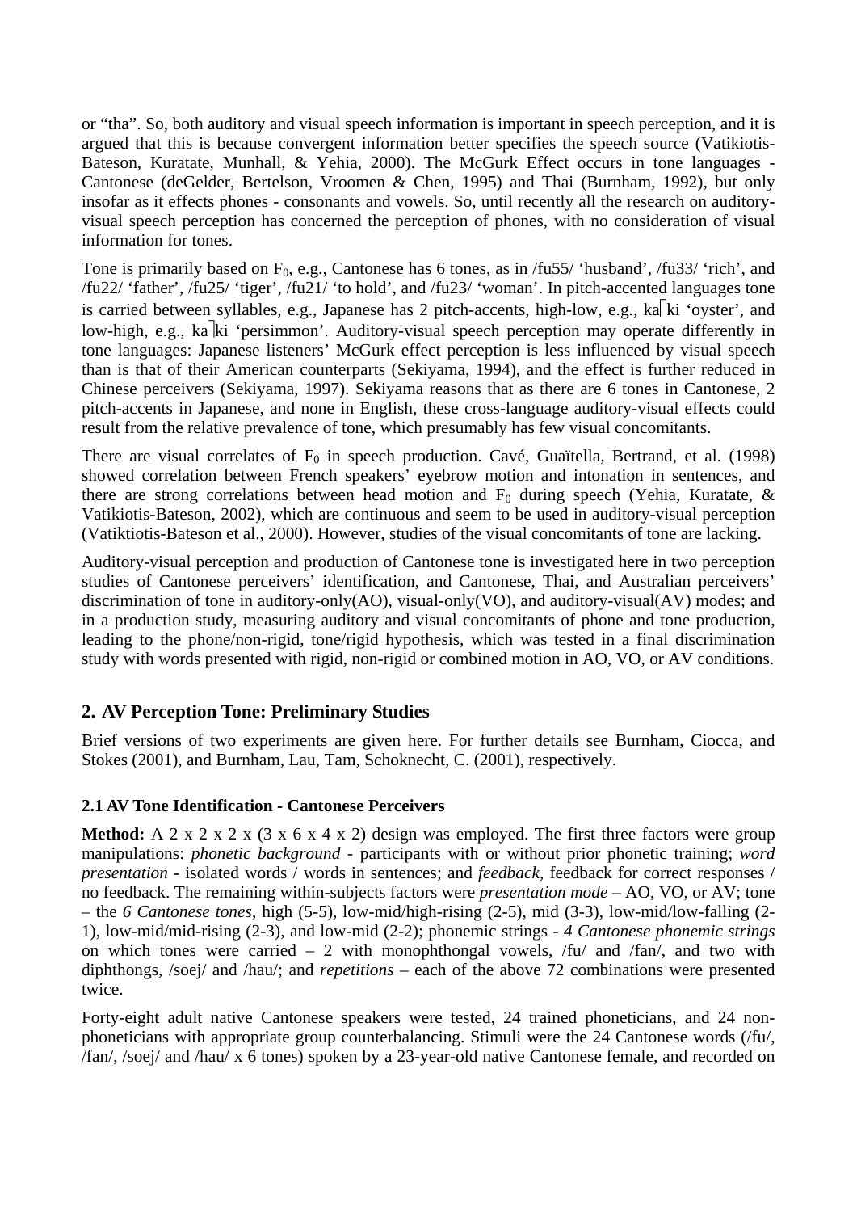or "tha". So, both auditory and visual speech information is important in speech perception, and it is argued that this is because convergent information better specifies the speech source (Vatikiotis-Bateson, Kuratate, Munhall, & Yehia, 2000). The McGurk Effect occurs in tone languages - Cantonese (deGelder, Bertelson, Vroomen & Chen, 1995) and Thai (Burnham, 1992), but only insofar as it effects phones - consonants and vowels. So, until recently all the research on auditory-visual speech perception has concerned the perception of phones, with no consideration of visual information for tones.

Tone is primarily based on $F_0$, e.g., Cantonese has 6 tones, as in /fu55/ 'husband', /fu33/ 'rich', and /fu22/ 'father', /fu25/ 'tiger', /fu21/ 'to hold', and /fu23/ 'woman'. In pitch-accented languages tone is carried between syllables, e.g., Japanese has 2 pitch-accents, high-low, e.g., ka⎾ki 'oyster', and low-high, e.g., ka⏋ki 'persimmon'. Auditory-visual speech perception may operate differently in tone languages: Japanese listeners' McGurk effect perception is less influenced by visual speech than is that of their American counterparts (Sekiyama, 1994), and the effect is further reduced in Chinese perceivers (Sekiyama, 1997). Sekiyama reasons that as there are 6 tones in Cantonese, 2 pitch-accents in Japanese, and none in English, these cross-language auditory-visual effects could result from the relative prevalence of tone, which presumably has few visual concomitants.

There are visual correlates of $F_0$ in speech production. Cavé, Guaïtella, Bertrand, et al. (1998) showed correlation between French speakers' eyebrow motion and intonation in sentences, and there are strong correlations between head motion and $F_0$ during speech (Yehia, Kuratate, & Vatikiotis-Bateson, 2002), which are continuous and seem to be used in auditory-visual perception (Vatiktiotis-Bateson et al., 2000). However, studies of the visual concomitants of tone are lacking.

Auditory-visual perception and production of Cantonese tone is investigated here in two perception studies of Cantonese perceivers' identification, and Cantonese, Thai, and Australian perceivers' discrimination of tone in auditory-only(AO), visual-only(VO), and auditory-visual(AV) modes; and in a production study, measuring auditory and visual concomitants of phone and tone production, leading to the phone/non-rigid, tone/rigid hypothesis, which was tested in a final discrimination study with words presented with rigid, non-rigid or combined motion in AO, VO, or AV conditions.

## 2. AV Perception Tone: Preliminary Studies

Brief versions of two experiments are given here. For further details see Burnham, Ciocca, and Stokes (2001), and Burnham, Lau, Tam, Schoknecht, C. (2001), respectively.

### 2.1 AV Tone Identification - Cantonese Perceivers

**Method:** A 2 x 2 x 2 x (3 x 6 x 4 x 2) design was employed. The first three factors were group manipulations: *phonetic background* - participants with or without prior phonetic training; *word presentation* - isolated words / words in sentences; and *feedback*, feedback for correct responses / no feedback. The remaining within-subjects factors were *presentation mode* – AO, VO, or AV; tone – the *6 Cantonese tones*, high (5-5), low-mid/high-rising (2-5), mid (3-3), low-mid/low-falling (2-1), low-mid/mid-rising (2-3), and low-mid (2-2); phonemic strings - *4 Cantonese phonemic strings* on which tones were carried – 2 with monophthongal vowels, /fu/ and /fan/, and two with diphthongs, /soej/ and /hau/; and *repetitions* – each of the above 72 combinations were presented twice.

Forty-eight adult native Cantonese speakers were tested, 24 trained phoneticians, and 24 non-phoneticians with appropriate group counterbalancing. Stimuli were the 24 Cantonese words (/fu/, /fan/, /soej/ and /hau/ x 6 tones) spoken by a 23-year-old native Cantonese female, and recorded on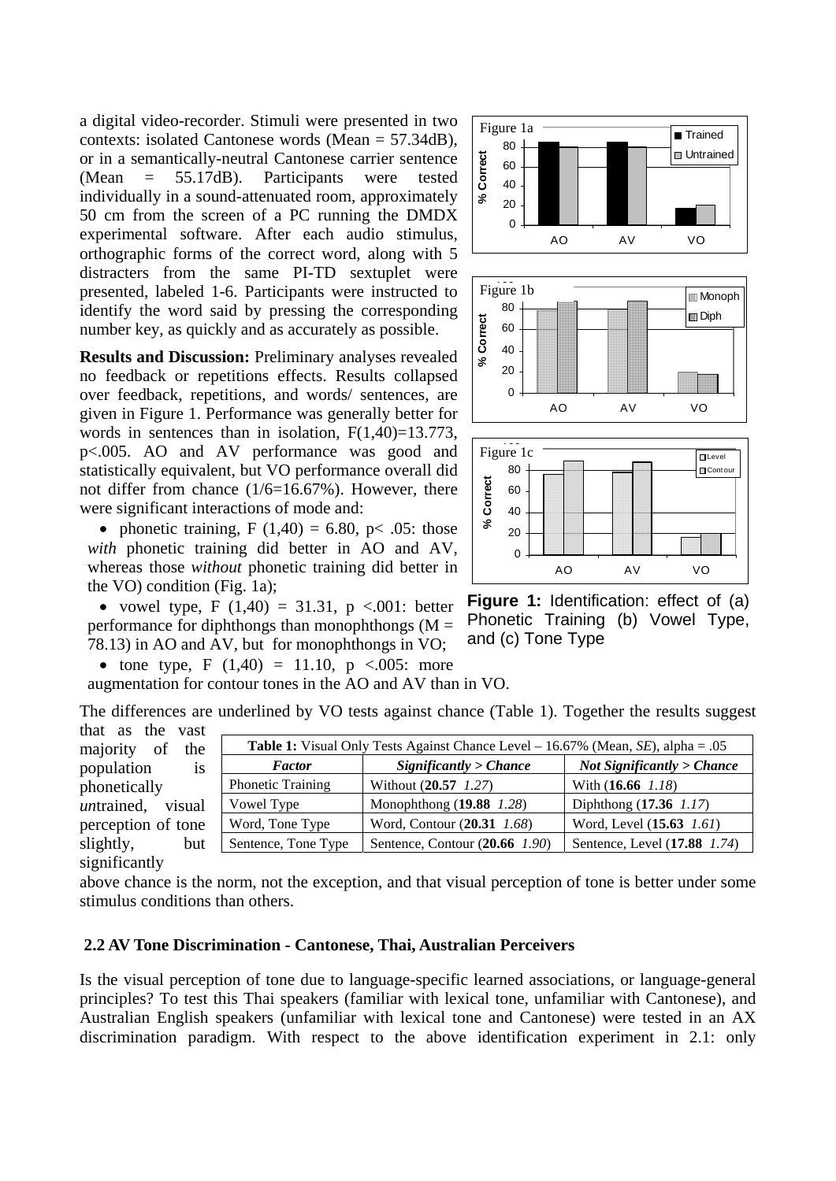a digital video-recorder. Stimuli were presented in two contexts: isolated Cantonese words (Mean = 57.34dB), or in a semantically-neutral Cantonese carrier sentence (Mean = 55.17dB). Participants were tested individually in a sound-attenuated room, approximately 50 cm from the screen of a PC running the DMDX experimental software. After each audio stimulus, orthographic forms of the correct word, along with 5 distracters from the same PI-TD sextuplet were presented, labeled 1-6. Participants were instructed to identify the word said by pressing the corresponding number key, as quickly and as accurately as possible.

**Results and Discussion:** Preliminary analyses revealed no feedback or repetitions effects. Results collapsed over feedback, repetitions, and words/ sentences, are given in Figure 1. Performance was generally better for words in sentences than in isolation, $F(1,40)=13.773$, $p<.005$. AO and AV performance was good and statistically equivalent, but VO performance overall did not differ from chance (1/6=16.67%). However, there were significant interactions of mode and:

- phonetic training, $F(1,40) = 6.80$, $p< .05$: those *with* phonetic training did better in AO and AV, whereas those *without* phonetic training did better in the VO) condition (Fig. 1a);
- vowel type, $F(1,40) = 31.31$, $p <.001$: better performance for diphthongs than monophthongs (M = 78.13) in AO and AV, but for monophthongs in VO;
- tone type, $F(1,40) = 11.10$, $p <.005$: more augmentation for contour tones in the AO and AV than in VO.

**Figure 1:** Identification: effect of (a) Phonetic Training (b) Vowel Type, and (c) Tone Type

The differences are underlined by VO tests against chance (Table 1). Together the results suggest that as the vast majority of the population is phonetically *un*trained, visual perception of tone slightly, but significantly above chance is the norm, not the exception, and that visual perception of tone is better under some stimulus conditions than others.

**Table 1:** Visual Only Tests Against Chance Level – 16.67% (Mean, *SE*), alpha = .05

| ***Factor*** | ***Significantly > Chance*** | ***Not Significantly > Chance*** |
|---|---|---|
| Phonetic Training | Without (**20.57** *1.27*) | With (**16.66** *1.18*) |
| Vowel Type | Monophthong (**19.88** *1.28*) | Diphthong (**17.36** *1.17*) |
| Word, Tone Type | Word, Contour (**20.31** *1.68*) | Word, Level (**15.63** *1.61*) |
| Sentence, Tone Type | Sentence, Contour (**20.66** *1.90*) | Sentence, Level (**17.88** *1.74*) |

## 2.2 AV Tone Discrimination - Cantonese, Thai, Australian Perceivers

Is the visual perception of tone due to language-specific learned associations, or language-general principles? To test this Thai speakers (familiar with lexical tone, unfamiliar with Cantonese), and Australian English speakers (unfamiliar with lexical tone and Cantonese) were tested in an AX discrimination paradigm. With respect to the above identification experiment in 2.1: only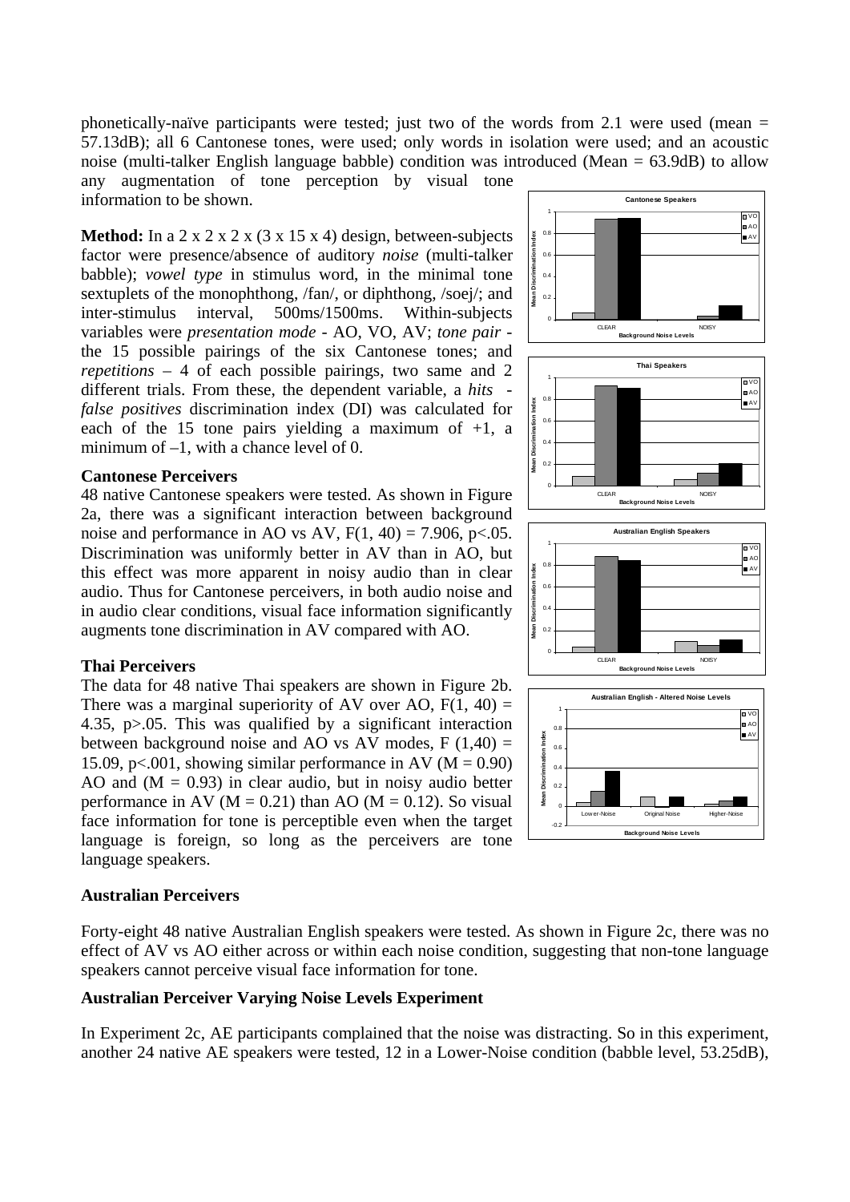phonetically-naïve participants were tested; just two of the words from 2.1 were used (mean = 57.13dB); all 6 Cantonese tones, were used; only words in isolation were used; and an acoustic noise (multi-talker English language babble) condition was introduced (Mean = 63.9dB) to allow any augmentation of tone perception by visual tone information to be shown.

**Method:** In a 2 x 2 x 2 x (3 x 15 x 4) design, between-subjects factor were presence/absence of auditory *noise* (multi-talker babble); *vowel type* in stimulus word, in the minimal tone sextuplets of the monophthong, /fan/, or diphthong, /soej/; and inter-stimulus interval, 500ms/1500ms. Within-subjects variables were *presentation mode* - AO, VO, AV; *tone pair* - the 15 possible pairings of the six Cantonese tones; and *repetitions* – 4 of each possible pairings, two same and 2 different trials. From these, the dependent variable, a *hits - false positives* discrimination index (DI) was calculated for each of the 15 tone pairs yielding a maximum of +1, a minimum of –1, with a chance level of 0.

### Cantonese Perceivers

48 native Cantonese speakers were tested. As shown in Figure 2a, there was a significant interaction between background noise and performance in AO vs AV, $F(1, 40) = 7.906$, $p<.05$. Discrimination was uniformly better in AV than in AO, but this effect was more apparent in noisy audio than in clear audio. Thus for Cantonese perceivers, in both audio noise and in audio clear conditions, visual face information significantly augments tone discrimination in AV compared with AO.

### Thai Perceivers

The data for 48 native Thai speakers are shown in Figure 2b. There was a marginal superiority of AV over AO, $F(1, 40) = 4.35$, $p>.05$. This was qualified by a significant interaction between background noise and AO vs AV modes, $F(1,40) = 15.09$, $p<.001$, showing similar performance in AV ($M = 0.90$) AO and ($M = 0.93$) in clear audio, but in noisy audio better performance in AV ($M = 0.21$) than AO ($M = 0.12$). So visual face information for tone is perceptible even when the target language is foreign, so long as the perceivers are tone language speakers.

### Australian Perceivers

Forty-eight 48 native Australian English speakers were tested. As shown in Figure 2c, there was no effect of AV vs AO either across or within each noise condition, suggesting that non-tone language speakers cannot perceive visual face information for tone.

### Australian Perceiver Varying Noise Levels Experiment

In Experiment 2c, AE participants complained that the noise was distracting. So in this experiment, another 24 native AE speakers were tested, 12 in a Lower-Noise condition (babble level, 53.25dB),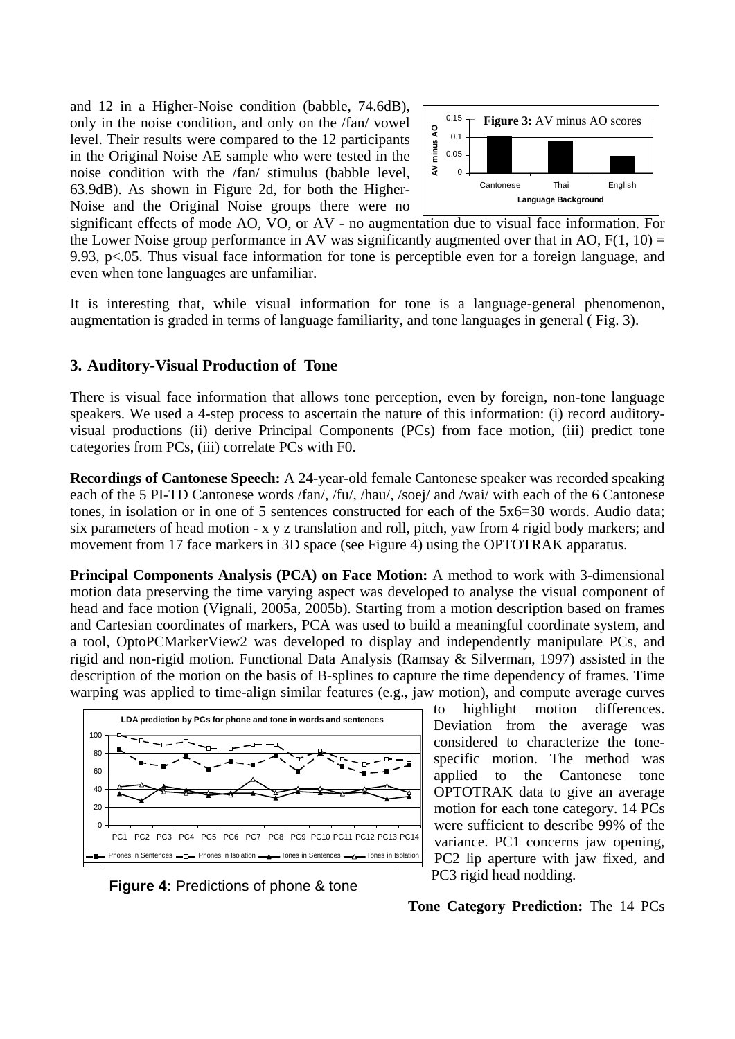and 12 in a Higher-Noise condition (babble, 74.6dB), only in the noise condition, and only on the /fan/ vowel level. Their results were compared to the 12 participants in the Original Noise AE sample who were tested in the noise condition with the /fan/ stimulus (babble level, 63.9dB). As shown in Figure 2d, for both the Higher-Noise and the Original Noise groups there were no significant effects of mode AO, VO, or AV - no augmentation due to visual face information. For the Lower Noise group performance in AV was significantly augmented over that in AO, $F(1, 10) = 9.93$, $p<.05$. Thus visual face information for tone is perceptible even for a foreign language, and even when tone languages are unfamiliar.

**Figure 3:** AV minus AO scores

It is interesting that, while visual information for tone is a language-general phenomenon, augmentation is graded in terms of language familiarity, and tone languages in general ( Fig. 3).

## 3. Auditory-Visual Production of Tone

There is visual face information that allows tone perception, even by foreign, non-tone language speakers. We used a 4-step process to ascertain the nature of this information: (i) record auditory-visual productions (ii) derive Principal Components (PCs) from face motion, (iii) predict tone categories from PCs, (iii) correlate PCs with F0.

**Recordings of Cantonese Speech:** A 24-year-old female Cantonese speaker was recorded speaking each of the 5 PI-TD Cantonese words /fan/, /fu/, /hau/, /soej/ and /wai/ with each of the 6 Cantonese tones, in isolation or in one of 5 sentences constructed for each of the 5x6=30 words. Audio data; six parameters of head motion - x y z translation and roll, pitch, yaw from 4 rigid body markers; and movement from 17 face markers in 3D space (see Figure 4) using the OPTOTRAK apparatus.

**Principal Components Analysis (PCA) on Face Motion:** A method to work with 3-dimensional motion data preserving the time varying aspect was developed to analyse the visual component of head and face motion (Vignali, 2005a, 2005b). Starting from a motion description based on frames and Cartesian coordinates of markers, PCA was used to build a meaningful coordinate system, and a tool, OptoPCMarkerView2 was developed to display and independently manipulate PCs, and rigid and non-rigid motion. Functional Data Analysis (Ramsay & Silverman, 1997) assisted in the description of the motion on the basis of B-splines to capture the time dependency of frames. Time warping was applied to time-align similar features (e.g., jaw motion), and compute average curves to highlight motion differences. Deviation from the average was considered to characterize the tone-specific motion. The method was applied to the Cantonese tone OPTOTRAK data to give an average motion for each tone category. 14 PCs were sufficient to describe 99% of the variance. PC1 concerns jaw opening, PC2 lip aperture with jaw fixed, and PC3 rigid head nodding.

**Figure 4:** Predictions of phone & tone

**Tone Category Prediction:** The 14 PCs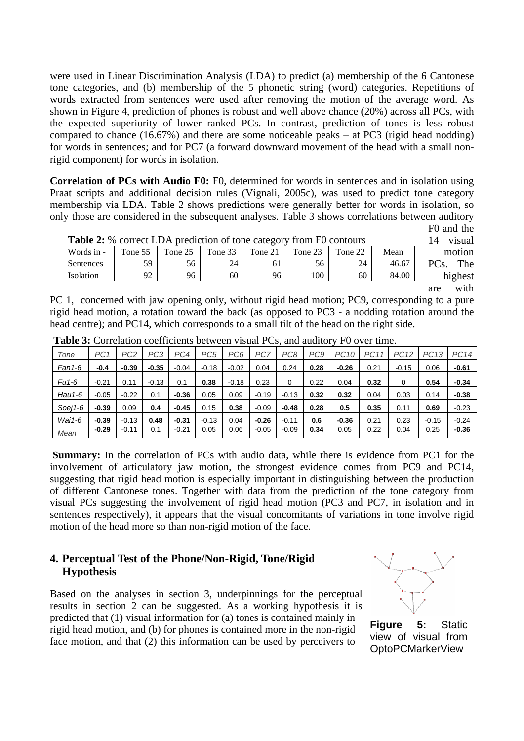were used in Linear Discrimination Analysis (LDA) to predict (a) membership of the 6 Cantonese tone categories, and (b) membership of the 5 phonetic string (word) categories. Repetitions of words extracted from sentences were used after removing the motion of the average word. As shown in Figure 4, prediction of phones is robust and well above chance (20%) across all PCs, with the expected superiority of lower ranked PCs. In contrast, prediction of tones is less robust compared to chance (16.67%) and there are some noticeable peaks – at PC3 (rigid head nodding) for words in sentences; and for PC7 (a forward downward movement of the head with a small non-rigid component) for words in isolation.

**Correlation of PCs with Audio F0:** F0, determined for words in sentences and in isolation using Praat scripts and additional decision rules (Vignali, 2005c), was used to predict tone category membership via LDA. Table 2 shows predictions were generally better for words in isolation, so only those are considered in the subsequent analyses. Table 3 shows correlations between auditory F0 and the 14 visual motion PCs. The highest are with PC 1, concerned with jaw opening only, without rigid head motion; PC9, corresponding to a pure rigid head motion, a rotation toward the back (as opposed to PC3 - a nodding rotation around the head centre); and PC14, which corresponds to a small tilt of the head on the right side.

**Table 2:** % correct LDA prediction of tone category from F0 contours

| Words in - | Tone 55 | Tone 25 | Tone 33 | Tone 21 | Tone 23 | Tone 22 | Mean |
|---|---|---|---|---|---|---|---|
| Sentences | 59 | 56 | 24 | 61 | 56 | 24 | 46.67 |
| Isolation | 92 | 96 | 60 | 96 | 100 | 60 | 84.00 |

**Table 3:** Correlation coefficients between visual PCs, and auditory F0 over time.

| *Tone* | *PC1* | *PC2* | *PC3* | *PC4* | *PC5* | *PC6* | *PC7* | *PC8* | *PC9* | *PC10* | *PC11* | *PC12* | *PC13* | *PC14* |
|---|---|---|---|---|---|---|---|---|---|---|---|---|---|---|
| *Fan1-6* | **-0.4** | **-0.39** | **-0.35** | -0.04 | -0.18 | -0.02 | 0.04 | 0.24 | **0.28** | **-0.26** | 0.21 | -0.15 | 0.06 | **-0.61** |
| *Fu1-6* | -0.21 | 0.11 | -0.13 | 0.1 | **0.38** | -0.18 | 0.23 | 0 | 0.22 | 0.04 | **0.32** | 0 | **0.54** | **-0.34** |
| *Hau1-6* | -0.05 | -0.22 | 0.1 | **-0.36** | 0.05 | 0.09 | -0.19 | -0.13 | **0.32** | **0.32** | 0.04 | 0.03 | 0.14 | **-0.38** |
| *Soej1-6* | **-0.39** | 0.09 | **0.4** | **-0.45** | 0.15 | **0.38** | -0.09 | **-0.48** | **0.28** | **0.5** | **0.35** | 0.11 | **0.69** | -0.23 |
| *Wai1-6* | **-0.39** | -0.13 | **0.48** | **-0.31** | -0.13 | 0.04 | **-0.26** | -0.11 | **0.6** | **-0.36** | 0.21 | 0.23 | -0.15 | -0.24 |
| *Mean* | **-0.29** | -0.11 | 0.1 | -0.21 | 0.05 | 0.06 | -0.05 | -0.09 | **0.34** | 0.05 | 0.22 | 0.04 | 0.25 | **-0.36** |

**Summary:** In the correlation of PCs with audio data, while there is evidence from PC1 for the involvement of articulatory jaw motion, the strongest evidence comes from PC9 and PC14, suggesting that rigid head motion is especially important in distinguishing between the production of different Cantonese tones. Together with data from the prediction of the tone category from visual PCs suggesting the involvement of rigid head motion (PC3 and PC7, in isolation and in sentences respectively), it appears that the visual concomitants of variations in tone involve rigid motion of the head more so than non-rigid motion of the face.

## 4. Perceptual Test of the Phone/Non-Rigid, Tone/Rigid Hypothesis

Based on the analyses in section 3, underpinnings for the perceptual results in section 2 can be suggested. As a working hypothesis it is predicted that (1) visual information for (a) tones is contained mainly in rigid head motion, and (b) for phones is contained more in the non-rigid face motion, and that (2) this information can be used by perceivers to

**Figure 5:** Static view of visual from OptoPCMarkerView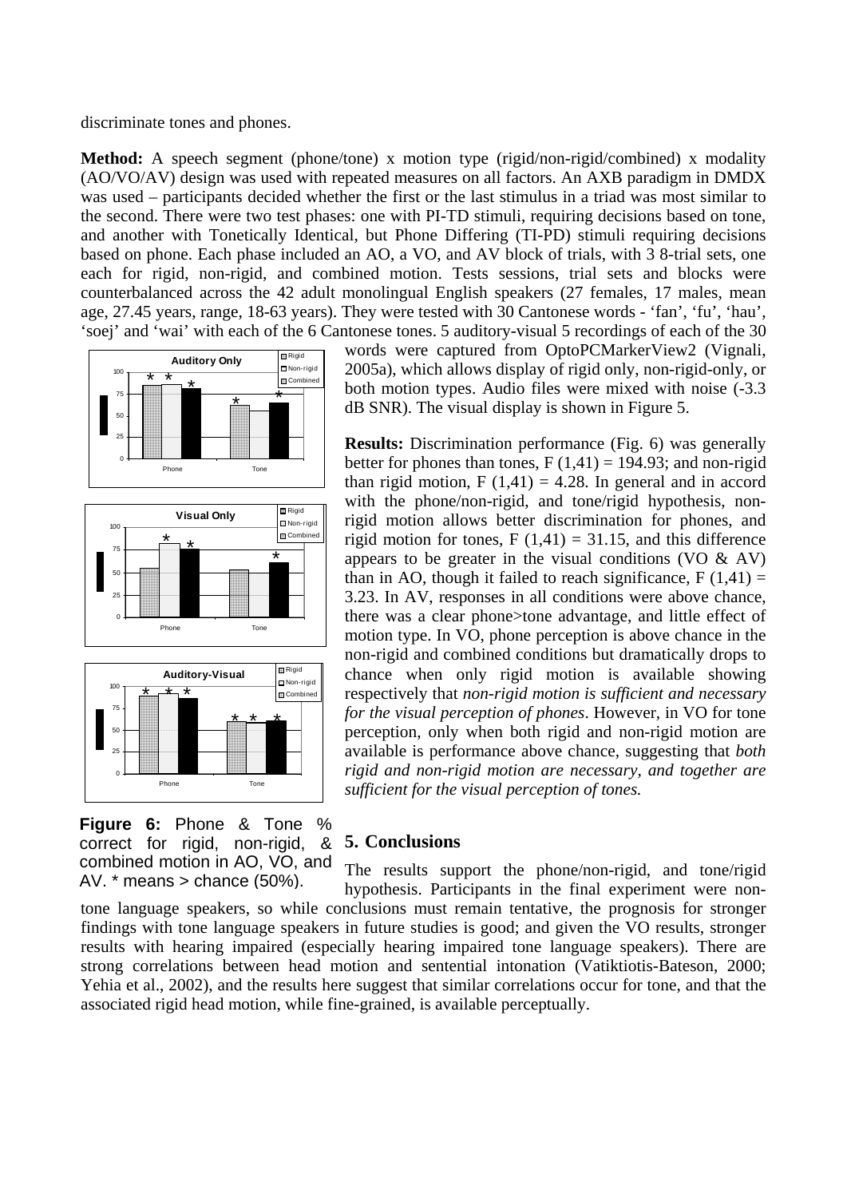discriminate tones and phones.

**Method:** A speech segment (phone/tone) x motion type (rigid/non-rigid/combined) x modality (AO/VO/AV) design was used with repeated measures on all factors. An AXB paradigm in DMDX was used – participants decided whether the first or the last stimulus in a triad was most similar to the second. There were two test phases: one with PI-TD stimuli, requiring decisions based on tone, and another with Tonetically Identical, but Phone Differing (TI-PD) stimuli requiring decisions based on phone. Each phase included an AO, a VO, and AV block of trials, with 3 8-trial sets, one each for rigid, non-rigid, and combined motion. Tests sessions, trial sets and blocks were counterbalanced across the 42 adult monolingual English speakers (27 females, 17 males, mean age, 27.45 years, range, 18-63 years). They were tested with 30 Cantonese words - 'fan', 'fu', 'hau', 'soej' and 'wai' with each of the 6 Cantonese tones. 5 auditory-visual 5 recordings of each of the 30 words were captured from OptoPCMarkerView2 (Vignali, 2005a), which allows display of rigid only, non-rigid-only, or both motion types. Audio files were mixed with noise (-3.3 dB SNR). The visual display is shown in Figure 5.

**Figure 6:** Phone & Tone % correct for rigid, non-rigid, & combined motion in AO, VO, and AV. * means > chance (50%).

**Results:** Discrimination performance (Fig. 6) was generally better for phones than tones, $F(1,41) = 194.93$; and non-rigid than rigid motion, $F(1,41) = 4.28$. In general and in accord with the phone/non-rigid, and tone/rigid hypothesis, non-rigid motion allows better discrimination for phones, and rigid motion for tones, $F(1,41) = 31.15$, and this difference appears to be greater in the visual conditions (VO & AV) than in AO, though it failed to reach significance, $F(1,41) = 3.23$. In AV, responses in all conditions were above chance, there was a clear phone>tone advantage, and little effect of motion type. In VO, phone perception is above chance in the non-rigid and combined conditions but dramatically drops to chance when only rigid motion is available showing respectively that *non-rigid motion is sufficient and necessary for the visual perception of phones*. However, in VO for tone perception, only when both rigid and non-rigid motion are available is performance above chance, suggesting that *both rigid and non-rigid motion are necessary, and together are sufficient for the visual perception of tones.*

## 5. Conclusions

The results support the phone/non-rigid, and tone/rigid hypothesis. Participants in the final experiment were non-tone language speakers, so while conclusions must remain tentative, the prognosis for stronger findings with tone language speakers in future studies is good; and given the VO results, stronger results with hearing impaired (especially hearing impaired tone language speakers). There are strong correlations between head motion and sentential intonation (Vatiktiotis-Bateson, 2000; Yehia et al., 2002), and the results here suggest that similar correlations occur for tone, and that the associated rigid head motion, while fine-grained, is available perceptually.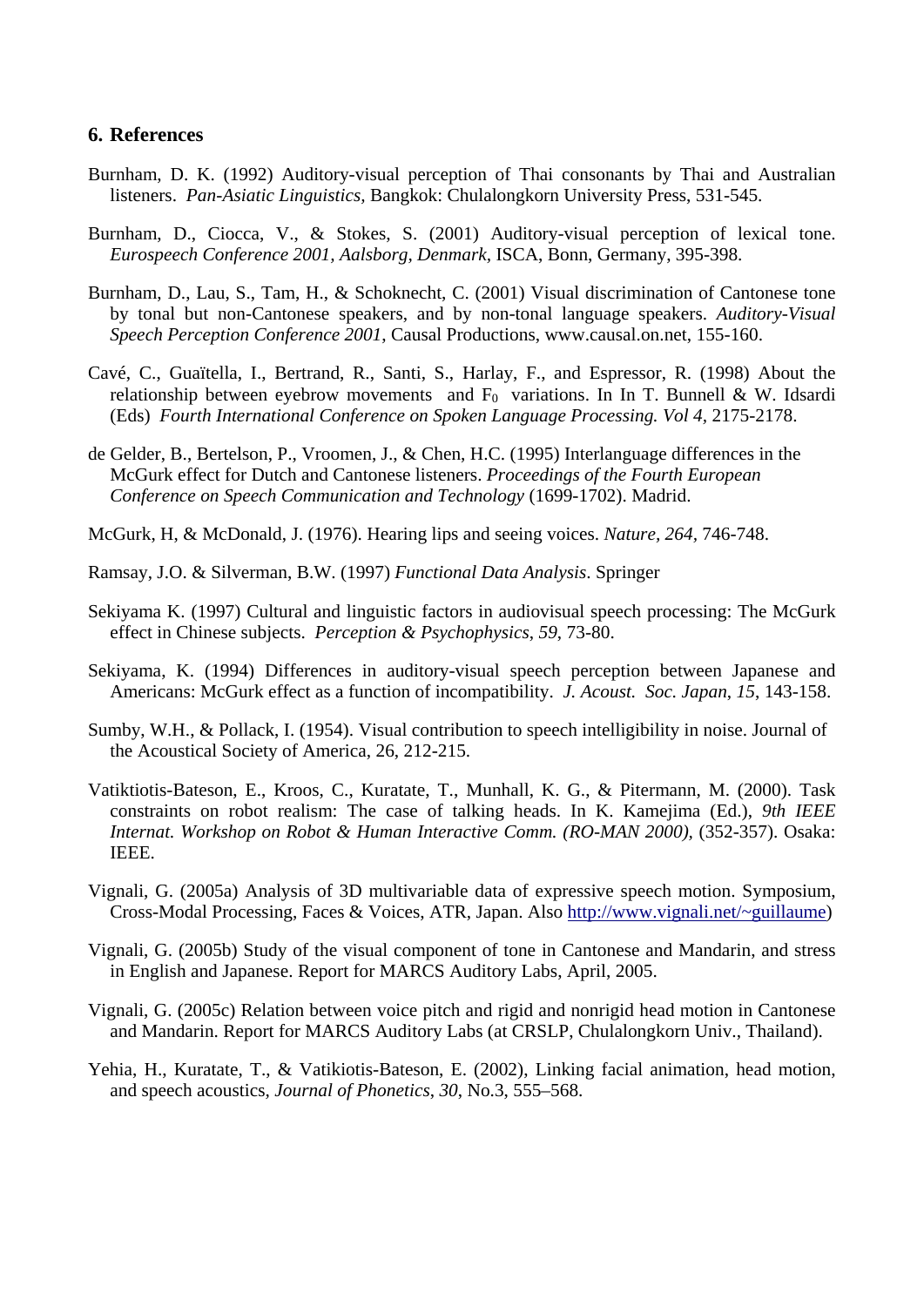## 6. References

Burnham, D. K. (1992) Auditory-visual perception of Thai consonants by Thai and Australian listeners. *Pan-Asiatic Linguistics*, Bangkok: Chulalongkorn University Press, 531-545.

Burnham, D., Ciocca, V., & Stokes, S. (2001) Auditory-visual perception of lexical tone. *Eurospeech Conference 2001, Aalsborg, Denmark*, ISCA, Bonn, Germany, 395-398.

Burnham, D., Lau, S., Tam, H., & Schoknecht, C. (2001) Visual discrimination of Cantonese tone by tonal but non-Cantonese speakers, and by non-tonal language speakers. *Auditory-Visual Speech Perception Conference 2001*, Causal Productions, www.causal.on.net, 155-160.

Cavé, C., Guaïtella, I., Bertrand, R., Santi, S., Harlay, F., and Espressor, R. (1998) About the relationship between eyebrow movements and $F_0$ variations. In In T. Bunnell & W. Idsardi (Eds) *Fourth International Conference on Spoken Language Processing. Vol 4*, 2175-2178.

de Gelder, B., Bertelson, P., Vroomen, J., & Chen, H.C. (1995) Interlanguage differences in the McGurk effect for Dutch and Cantonese listeners. *Proceedings of the Fourth European Conference on Speech Communication and Technology* (1699-1702). Madrid.

McGurk, H, & McDonald, J. (1976). Hearing lips and seeing voices. *Nature, 264*, 746-748.

Ramsay, J.O. & Silverman, B.W. (1997) *Functional Data Analysis*. Springer

Sekiyama K. (1997) Cultural and linguistic factors in audiovisual speech processing: The McGurk effect in Chinese subjects. *Perception & Psychophysics*, *59*, 73-80.

Sekiyama, K. (1994) Differences in auditory-visual speech perception between Japanese and Americans: McGurk effect as a function of incompatibility. *J. Acoust. Soc. Japan*, *15*, 143-158.

Sumby, W.H., & Pollack, I. (1954). Visual contribution to speech intelligibility in noise. Journal of the Acoustical Society of America, 26, 212-215.

Vatiktiotis-Bateson, E., Kroos, C., Kuratate, T., Munhall, K. G., & Pitermann, M. (2000). Task constraints on robot realism: The case of talking heads. In K. Kamejima (Ed.), *9th IEEE Internat. Workshop on Robot & Human Interactive Comm. (RO-MAN 2000),* (352-357). Osaka: IEEE.

Vignali, G. (2005a) Analysis of 3D multivariable data of expressive speech motion. Symposium, Cross-Modal Processing, Faces & Voices, ATR, Japan. Also http://www.vignali.net/~guillaume)

Vignali, G. (2005b) Study of the visual component of tone in Cantonese and Mandarin, and stress in English and Japanese. Report for MARCS Auditory Labs, April, 2005.

Vignali, G. (2005c) Relation between voice pitch and rigid and nonrigid head motion in Cantonese and Mandarin. Report for MARCS Auditory Labs (at CRSLP, Chulalongkorn Univ., Thailand).

Yehia, H., Kuratate, T., & Vatikiotis-Bateson, E. (2002), Linking facial animation, head motion, and speech acoustics, *Journal of Phonetics*, *30*, No.3, 555–568.